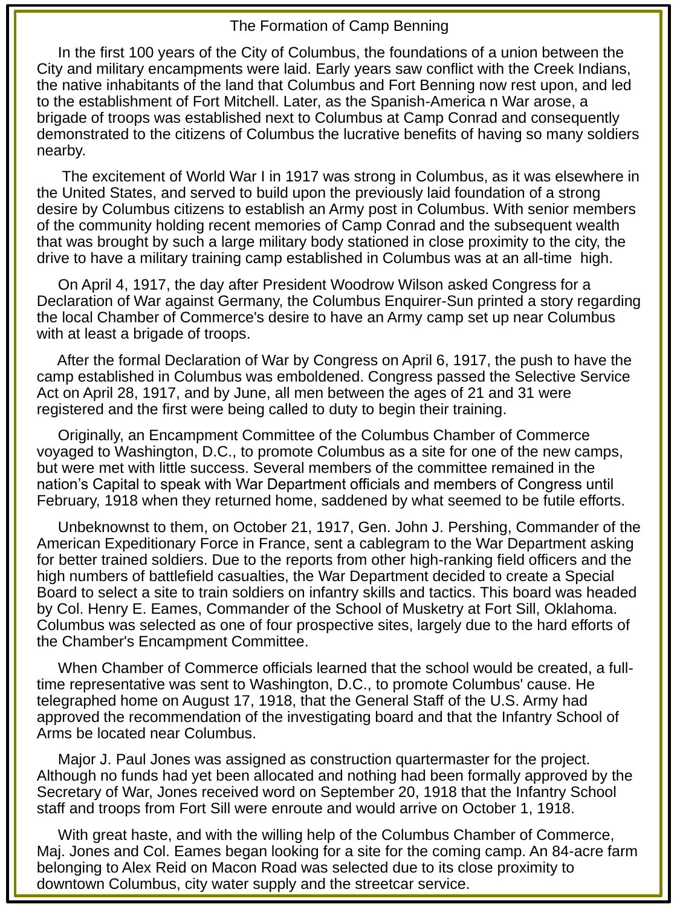# The Formation of Camp Benning

In the first 100 years of the City of Columbus, the foundations of a union between the City and military encampments were laid. Early years saw conflict with the Creek Indians, the native inhabitants of the land that Columbus and Fort Benning now rest upon, and led to the establishment of Fort Mitchell. Later, as the Spanish-America n War arose, a brigade of troops was established next to Columbus at Camp Conrad and consequently demonstrated to the citizens of Columbus the lucrative benefits of having so many soldiers nearby.

The excitement of World War I in 1917 was strong in Columbus, as it was elsewhere in the United States, and served to build upon the previously laid foundation of a strong desire by Columbus citizens to establish an Army post in Columbus. With senior members of the community holding recent memories of Camp Conrad and the subsequent wealth that was brought by such a large military body stationed in close proximity to the city, the drive to have a military training camp established in Columbus was at an all-time high.

On April 4, 1917, the day after President Woodrow Wilson asked Congress for a Declaration of War against Germany, the Columbus Enquirer-Sun printed a story regarding the local Chamber of Commerce's desire to have an Army camp set up near Columbus with at least a brigade of troops.

After the formal Declaration of War by Congress on April 6, 1917, the push to have the camp established in Columbus was emboldened. Congress passed the Selective Service Act on April 28, 1917, and by June, all men between the ages of 21 and 31 were registered and the first were being called to duty to begin their training.

Originally, an Encampment Committee of the Columbus Chamber of Commerce voyaged to Washington, D.C., to promote Columbus as a site for one of the new camps, but were met with little success. Several members of the committee remained in the nation's Capital to speak with War Department officials and members of Congress until February, 1918 when they returned home, saddened by what seemed to be futile efforts.

Unbeknownst to them, on October 21, 1917, Gen. John J. Pershing, Commander of the American Expeditionary Force in France, sent a cablegram to the War Department asking for better trained soldiers. Due to the reports from other high-ranking field officers and the high numbers of battlefield casualties, the War Department decided to create a Special Board to select a site to train soldiers on infantry skills and tactics. This board was headed by Col. Henry E. Eames, Commander of the School of Musketry at Fort Sill, Oklahoma. Columbus was selected as one of four prospective sites, largely due to the hard efforts of the Chamber's Encampment Committee.

When Chamber of Commerce officials learned that the school would be created, a full-time representative was sent to Washington, D.C., to promote Columbus' cause. He telegraphed home on August 17, 1918, that the General Staff of the U.S. Army had approved the recommendation of the investigating board and that the Infantry School of Arms be located near Columbus.

Major J. Paul Jones was assigned as construction quartermaster for the project. Although no funds had yet been allocated and nothing had been formally approved by the Secretary of War, Jones received word on September 20, 1918 that the Infantry School staff and troops from Fort Sill were enroute and would arrive on October 1, 1918.

With great haste, and with the willing help of the Columbus Chamber of Commerce, Maj. Jones and Col. Eames began looking for a site for the coming camp. An 84-acre farm belonging to Alex Reid on Macon Road was selected due to its close proximity to downtown Columbus, city water supply and the streetcar service.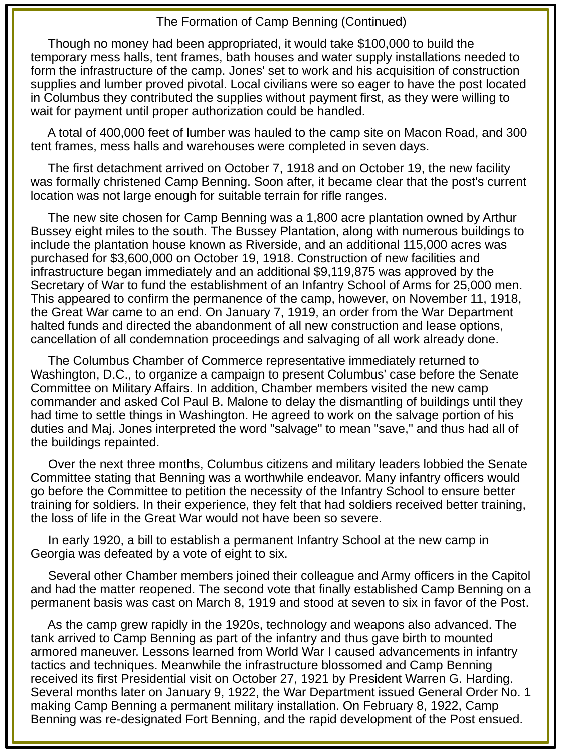## The Formation of Camp Benning (Continued)

Though no money had been appropriated, it would take $100,000 to build the temporary mess halls, tent frames, bath houses and water supply installations needed to form the infrastructure of the camp. Jones' set to work and his acquisition of construction supplies and lumber proved pivotal. Local civilians were so eager to have the post located in Columbus they contributed the supplies without payment first, as they were willing to wait for payment until proper authorization could be handled.

A total of 400,000 feet of lumber was hauled to the camp site on Macon Road, and 300 tent frames, mess halls and warehouses were completed in seven days.

The first detachment arrived on October 7, 1918 and on October 19, the new facility was formally christened Camp Benning. Soon after, it became clear that the post's current location was not large enough for suitable terrain for rifle ranges.

The new site chosen for Camp Benning was a 1,800 acre plantation owned by Arthur Bussey eight miles to the south. The Bussey Plantation, along with numerous buildings to include the plantation house known as Riverside, and an additional 115,000 acres was purchased for $3,600,000 on October 19, 1918. Construction of new facilities and infrastructure began immediately and an additional $9,119,875 was approved by the Secretary of War to fund the establishment of an Infantry School of Arms for 25,000 men. This appeared to confirm the permanence of the camp, however, on November 11, 1918, the Great War came to an end. On January 7, 1919, an order from the War Department halted funds and directed the abandonment of all new construction and lease options, cancellation of all condemnation proceedings and salvaging of all work already done.

The Columbus Chamber of Commerce representative immediately returned to Washington, D.C., to organize a campaign to present Columbus' case before the Senate Committee on Military Affairs. In addition, Chamber members visited the new camp commander and asked Col Paul B. Malone to delay the dismantling of buildings until they had time to settle things in Washington. He agreed to work on the salvage portion of his duties and Maj. Jones interpreted the word "salvage" to mean "save," and thus had all of the buildings repainted.

Over the next three months, Columbus citizens and military leaders lobbied the Senate Committee stating that Benning was a worthwhile endeavor. Many infantry officers would go before the Committee to petition the necessity of the Infantry School to ensure better training for soldiers. In their experience, they felt that had soldiers received better training, the loss of life in the Great War would not have been so severe.

In early 1920, a bill to establish a permanent Infantry School at the new camp in Georgia was defeated by a vote of eight to six.

Several other Chamber members joined their colleague and Army officers in the Capitol and had the matter reopened. The second vote that finally established Camp Benning on a permanent basis was cast on March 8, 1919 and stood at seven to six in favor of the Post.

As the camp grew rapidly in the 1920s, technology and weapons also advanced. The tank arrived to Camp Benning as part of the infantry and thus gave birth to mounted armored maneuver. Lessons learned from World War I caused advancements in infantry tactics and techniques. Meanwhile the infrastructure blossomed and Camp Benning received its first Presidential visit on October 27, 1921 by President Warren G. Harding. Several months later on January 9, 1922, the War Department issued General Order No. 1 making Camp Benning a permanent military installation. On February 8, 1922, Camp Benning was re-designated Fort Benning, and the rapid development of the Post ensued.